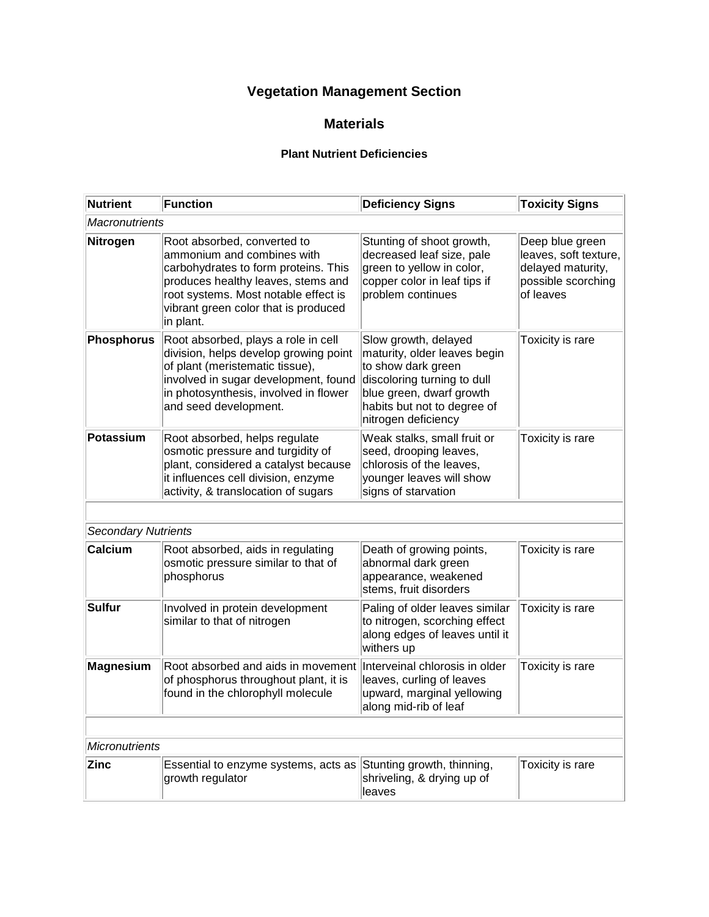# Vegetation Management Section

## Materials

### Plant Nutrient Deficiencies

| Nutrient | Function | Deficiency Signs | Toxicity Signs |
|---|---|---|---|
| *Macronutrients* | | | |
| **Nitrogen** | Root absorbed, converted to ammonium and combines with carbohydrates to form proteins. This produces healthy leaves, stems and root systems. Most notable effect is vibrant green color that is produced in plant. | Stunting of shoot growth, decreased leaf size, pale green to yellow in color, copper color in leaf tips if problem continues | Deep blue green leaves, soft texture, delayed maturity, possible scorching of leaves |
| **Phosphorus** | Root absorbed, plays a role in cell division, helps develop growing point of plant (meristematic tissue), involved in sugar development, found in photosynthesis, involved in flower and seed development. | Slow growth, delayed maturity, older leaves begin to show dark green discoloring turning to dull blue green, dwarf growth habits but not to degree of nitrogen deficiency | Toxicity is rare |
| **Potassium** | Root absorbed, helps regulate osmotic pressure and turgidity of plant, considered a catalyst because it influences cell division, enzyme activity, & translocation of sugars | Weak stalks, small fruit or seed, drooping leaves, chlorosis of the leaves, younger leaves will show signs of starvation | Toxicity is rare |
| | | | |
| *Secondary Nutrients* | | | |
| **Calcium** | Root absorbed, aids in regulating osmotic pressure similar to that of phosphorus | Death of growing points, abnormal dark green appearance, weakened stems, fruit disorders | Toxicity is rare |
| **Sulfur** | Involved in protein development similar to that of nitrogen | Paling of older leaves similar to nitrogen, scorching effect along edges of leaves until it withers up | Toxicity is rare |
| **Magnesium** | Root absorbed and aids in movement of phosphorus throughout plant, it is found in the chlorophyll molecule | Interveinal chlorosis in older leaves, curling of leaves upward, marginal yellowing along mid-rib of leaf | Toxicity is rare |
| | | | |
| *Micronutrients* | | | |
| **Zinc** | Essential to enzyme systems, acts as growth regulator | Stunting growth, thinning, shriveling, & drying up of leaves | Toxicity is rare |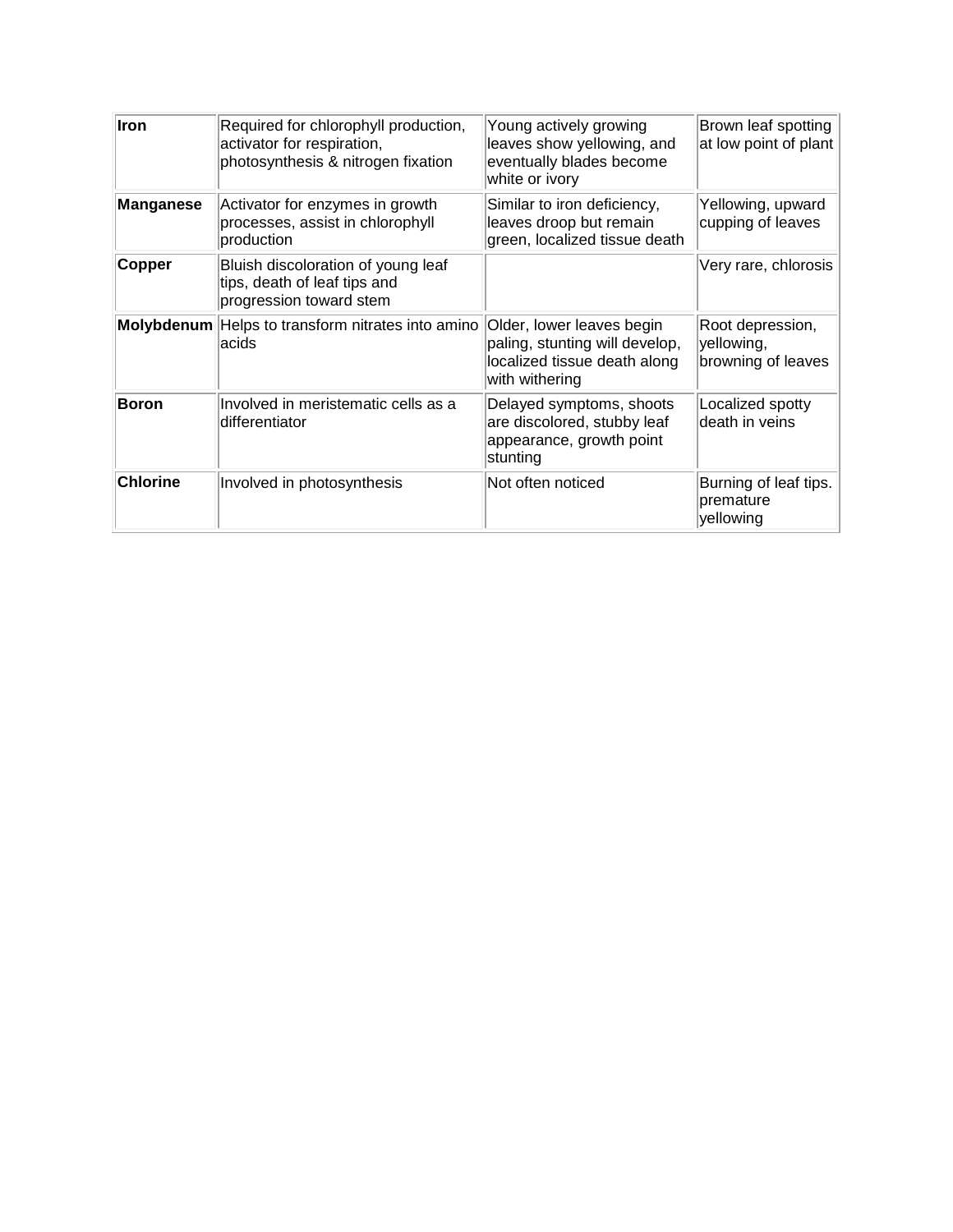| | | | |
|---|---|---|---|
| **Iron** | Required for chlorophyll production, activator for respiration, photosynthesis & nitrogen fixation | Young actively growing leaves show yellowing, and eventually blades become white or ivory | Brown leaf spotting at low point of plant |
| **Manganese** | Activator for enzymes in growth processes, assist in chlorophyll production | Similar to iron deficiency, leaves droop but remain green, localized tissue death | Yellowing, upward cupping of leaves |
| **Copper** | Bluish discoloration of young leaf tips, death of leaf tips and progression toward stem | | Very rare, chlorosis |
| **Molybdenum** | Helps to transform nitrates into amino acids | Older, lower leaves begin paling, stunting will develop, localized tissue death along with withering | Root depression, yellowing, browning of leaves |
| **Boron** | Involved in meristematic cells as a differentiator | Delayed symptoms, shoots are discolored, stubby leaf appearance, growth point stunting | Localized spotty death in veins |
| **Chlorine** | Involved in photosynthesis | Not often noticed | Burning of leaf tips. premature yellowing |